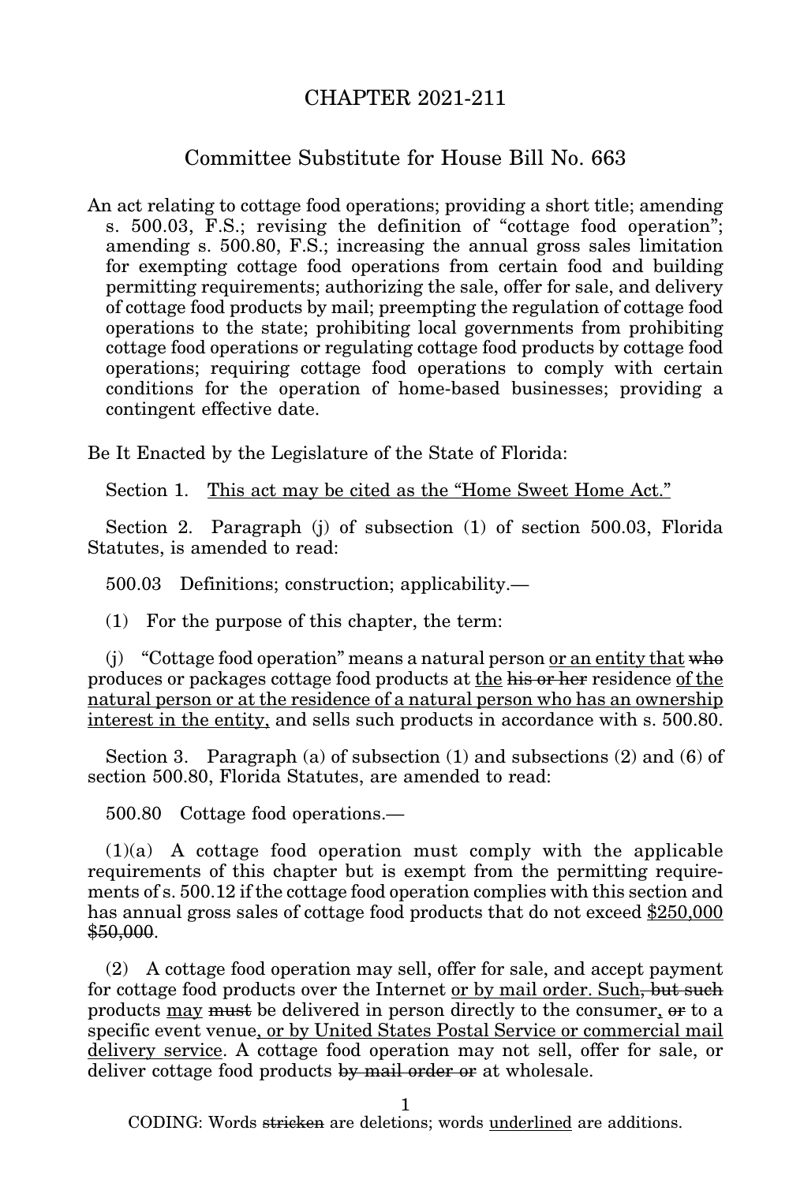# CHAPTER 2021-211

## Committee Substitute for House Bill No. 663

An act relating to cottage food operations; providing a short title; amending s. 500.03, F.S.; revising the definition of "cottage food operation"; amending s. 500.80, F.S.; increasing the annual gross sales limitation for exempting cottage food operations from certain food and building permitting requirements; authorizing the sale, offer for sale, and delivery of cottage food products by mail; preempting the regulation of cottage food operations to the state; prohibiting local governments from prohibiting cottage food operations or regulating cottage food products by cottage food operations; requiring cottage food operations to comply with certain conditions for the operation of home-based businesses; providing a contingent effective date.

Be It Enacted by the Legislature of the State of Florida:

Section 1. <u>This act may be cited as the "Home Sweet Home Act."</u>

Section 2. Paragraph (j) of subsection (1) of section 500.03, Florida Statutes, is amended to read:

500.03 Definitions; construction; applicability.—

(1) For the purpose of this chapter, the term:

(j) "Cottage food operation" means a natural person <u>or an entity that</u> ~~who~~ produces or packages cottage food products at <u>the</u> ~~his or her~~ residence <u>of the natural person or at the residence of a natural person who has an ownership interest in the entity,</u> and sells such products in accordance with s. 500.80.

Section 3. Paragraph (a) of subsection (1) and subsections (2) and (6) of section 500.80, Florida Statutes, are amended to read:

500.80 Cottage food operations.—

(1)(a) A cottage food operation must comply with the applicable requirements of this chapter but is exempt from the permitting requirements of s. 500.12 if the cottage food operation complies with this section and has annual gross sales of cottage food products that do not exceed <u>$250,000</u> ~~$50,000~~.

(2) A cottage food operation may sell, offer for sale, and accept payment for cottage food products over the Internet <u>or by mail order. Such</u>~~, but such~~ products <u>may</u> ~~must~~ be delivered in person directly to the consumer~~, or~~ to a specific event venue<u>, or by United States Postal Service or commercial mail delivery service</u>. A cottage food operation may not sell, offer for sale, or deliver cottage food products ~~by mail order or~~ at wholesale.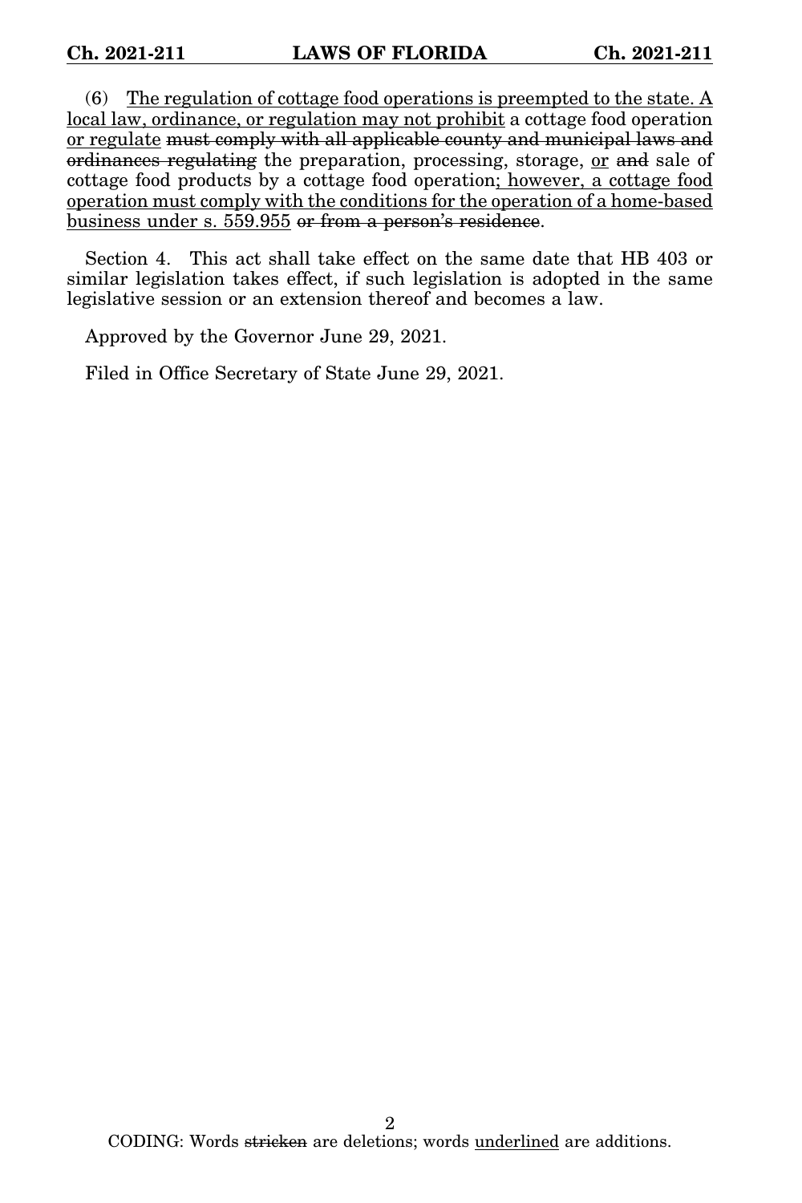(6) <u>The regulation of cottage food operations is preempted to the state. A local law, ordinance, or regulation may not prohibit</u> a cottage food operation <u>or regulate</u> ~~must comply with all applicable county and municipal laws and ordinances regulating~~ the preparation, processing, storage, <u>or</u> ~~and~~ sale of cottage food products by a cottage food operation<u>; however, a cottage food operation must comply with the conditions for the operation of a home-based business under s. 559.955</u> ~~or from a person's residence~~.

Section 4. This act shall take effect on the same date that HB 403 or similar legislation takes effect, if such legislation is adopted in the same legislative session or an extension thereof and becomes a law.

Approved by the Governor June 29, 2021.

Filed in Office Secretary of State June 29, 2021.

CODING: Words ~~stricken~~ are deletions; words <u>underlined</u> are additions.